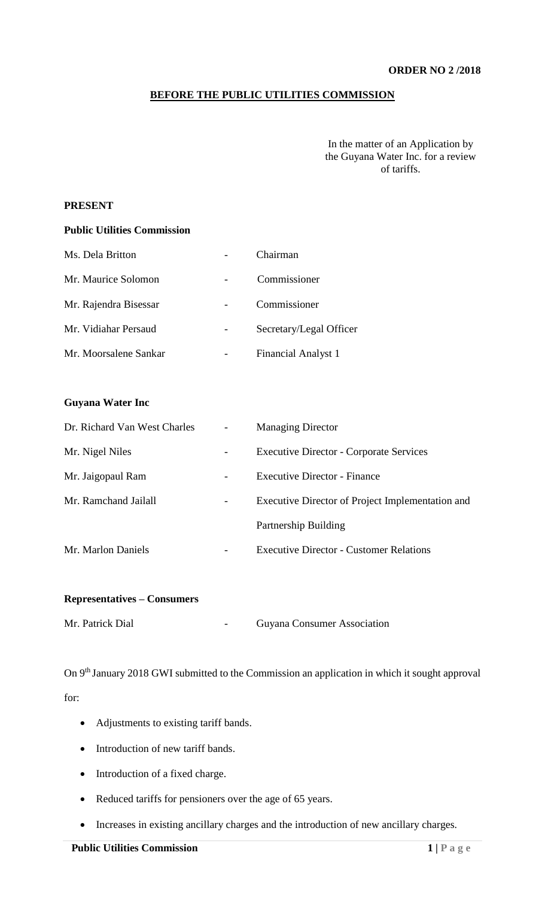**ORDER NO 2 /2018**

## BEFORE THE PUBLIC UTILITIES COMMISSION

In the matter of an Application by the Guyana Water Inc. for a review of tariffs.

**PRESENT**

**Public Utilities Commission**

| | | |
|---|---|---|
| Ms. Dela Britton | - | Chairman |
| Mr. Maurice Solomon | - | Commissioner |
| Mr. Rajendra Bisessar | - | Commissioner |
| Mr. Vidiahar Persaud | - | Secretary/Legal Officer |
| Mr. Moorsalene Sankar | - | Financial Analyst 1 |

**Guyana Water Inc**

| | | |
|---|---|---|
| Dr. Richard Van West Charles | - | Managing Director |
| Mr. Nigel Niles | - | Executive Director - Corporate Services |
| Mr. Jaigopaul Ram | - | Executive Director - Finance |
| Mr. Ramchand Jailall | - | Executive Director of Project Implementation and Partnership Building |
| Mr. Marlon Daniels | - | Executive Director - Customer Relations |

**Representatives – Consumers**

| | | |
|---|---|---|
| Mr. Patrick Dial | - | Guyana Consumer Association |

On 9th January 2018 GWI submitted to the Commission an application in which it sought approval for:

- Adjustments to existing tariff bands.
- Introduction of new tariff bands.
- Introduction of a fixed charge.
- Reduced tariffs for pensioners over the age of 65 years.
- Increases in existing ancillary charges and the introduction of new ancillary charges.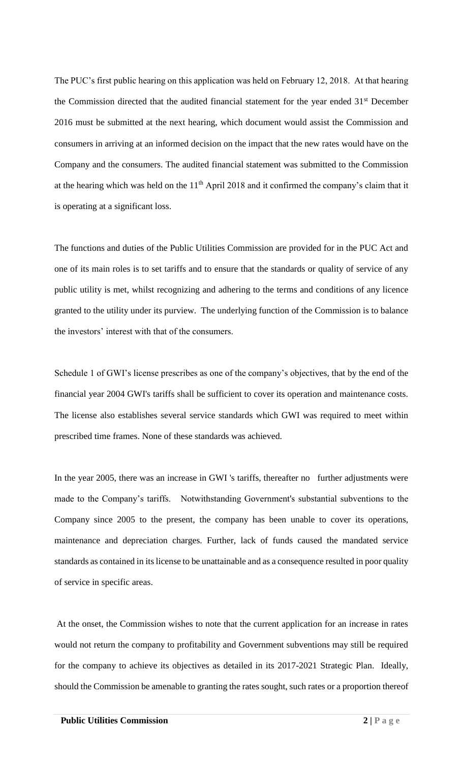The PUC's first public hearing on this application was held on February 12, 2018. At that hearing the Commission directed that the audited financial statement for the year ended 31st December 2016 must be submitted at the next hearing, which document would assist the Commission and consumers in arriving at an informed decision on the impact that the new rates would have on the Company and the consumers. The audited financial statement was submitted to the Commission at the hearing which was held on the 11th April 2018 and it confirmed the company's claim that it is operating at a significant loss.

The functions and duties of the Public Utilities Commission are provided for in the PUC Act and one of its main roles is to set tariffs and to ensure that the standards or quality of service of any public utility is met, whilst recognizing and adhering to the terms and conditions of any licence granted to the utility under its purview. The underlying function of the Commission is to balance the investors' interest with that of the consumers.

Schedule 1 of GWI's license prescribes as one of the company's objectives, that by the end of the financial year 2004 GWI's tariffs shall be sufficient to cover its operation and maintenance costs. The license also establishes several service standards which GWI was required to meet within prescribed time frames. None of these standards was achieved.

In the year 2005, there was an increase in GWI 's tariffs, thereafter no further adjustments were made to the Company's tariffs. Notwithstanding Government's substantial subventions to the Company since 2005 to the present, the company has been unable to cover its operations, maintenance and depreciation charges. Further, lack of funds caused the mandated service standards as contained in its license to be unattainable and as a consequence resulted in poor quality of service in specific areas.

At the onset, the Commission wishes to note that the current application for an increase in rates would not return the company to profitability and Government subventions may still be required for the company to achieve its objectives as detailed in its 2017-2021 Strategic Plan. Ideally, should the Commission be amenable to granting the rates sought, such rates or a proportion thereof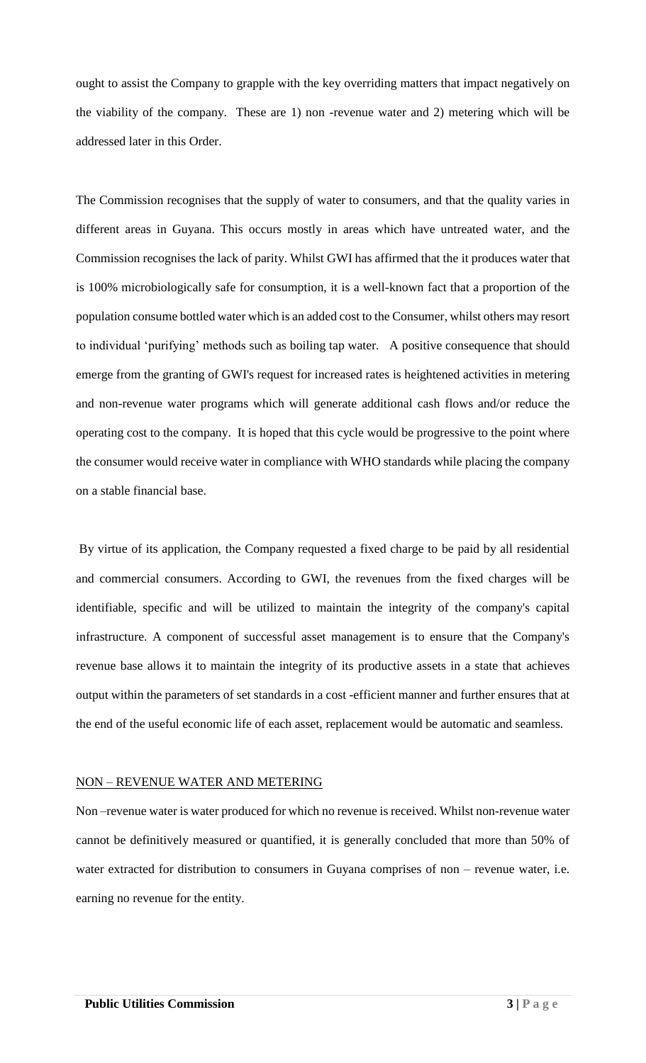ought to assist the Company to grapple with the key overriding matters that impact negatively on the viability of the company. These are 1) non -revenue water and 2) metering which will be addressed later in this Order.

The Commission recognises that the supply of water to consumers, and that the quality varies in different areas in Guyana. This occurs mostly in areas which have untreated water, and the Commission recognises the lack of parity. Whilst GWI has affirmed that the it produces water that is 100% microbiologically safe for consumption, it is a well-known fact that a proportion of the population consume bottled water which is an added cost to the Consumer, whilst others may resort to individual 'purifying' methods such as boiling tap water. A positive consequence that should emerge from the granting of GWI's request for increased rates is heightened activities in metering and non-revenue water programs which will generate additional cash flows and/or reduce the operating cost to the company. It is hoped that this cycle would be progressive to the point where the consumer would receive water in compliance with WHO standards while placing the company on a stable financial base.

By virtue of its application, the Company requested a fixed charge to be paid by all residential and commercial consumers. According to GWI, the revenues from the fixed charges will be identifiable, specific and will be utilized to maintain the integrity of the company's capital infrastructure. A component of successful asset management is to ensure that the Company's revenue base allows it to maintain the integrity of its productive assets in a state that achieves output within the parameters of set standards in a cost -efficient manner and further ensures that at the end of the useful economic life of each asset, replacement would be automatic and seamless.

## NON – REVENUE WATER AND METERING

Non –revenue water is water produced for which no revenue is received. Whilst non-revenue water cannot be definitively measured or quantified, it is generally concluded that more than 50% of water extracted for distribution to consumers in Guyana comprises of non – revenue water, i.e. earning no revenue for the entity.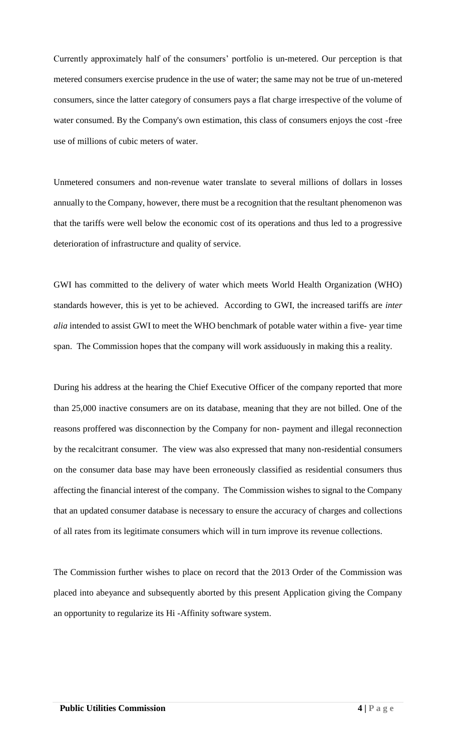Currently approximately half of the consumers' portfolio is un-metered. Our perception is that metered consumers exercise prudence in the use of water; the same may not be true of un-metered consumers, since the latter category of consumers pays a flat charge irrespective of the volume of water consumed. By the Company's own estimation, this class of consumers enjoys the cost -free use of millions of cubic meters of water.

Unmetered consumers and non-revenue water translate to several millions of dollars in losses annually to the Company, however, there must be a recognition that the resultant phenomenon was that the tariffs were well below the economic cost of its operations and thus led to a progressive deterioration of infrastructure and quality of service.

GWI has committed to the delivery of water which meets World Health Organization (WHO) standards however, this is yet to be achieved. According to GWI, the increased tariffs are *inter alia* intended to assist GWI to meet the WHO benchmark of potable water within a five- year time span. The Commission hopes that the company will work assiduously in making this a reality.

During his address at the hearing the Chief Executive Officer of the company reported that more than 25,000 inactive consumers are on its database, meaning that they are not billed. One of the reasons proffered was disconnection by the Company for non- payment and illegal reconnection by the recalcitrant consumer. The view was also expressed that many non-residential consumers on the consumer data base may have been erroneously classified as residential consumers thus affecting the financial interest of the company. The Commission wishes to signal to the Company that an updated consumer database is necessary to ensure the accuracy of charges and collections of all rates from its legitimate consumers which will in turn improve its revenue collections.

The Commission further wishes to place on record that the 2013 Order of the Commission was placed into abeyance and subsequently aborted by this present Application giving the Company an opportunity to regularize its Hi -Affinity software system.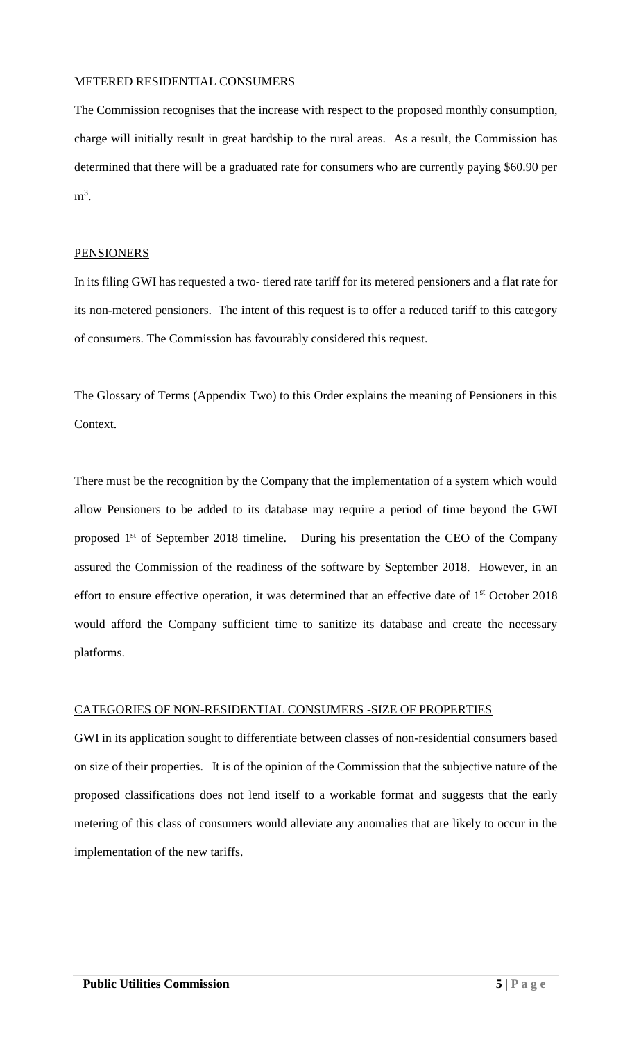## METERED RESIDENTIAL CONSUMERS

The Commission recognises that the increase with respect to the proposed monthly consumption, charge will initially result in great hardship to the rural areas. As a result, the Commission has determined that there will be a graduated rate for consumers who are currently paying \$60.90 per $m^3$.

## PENSIONERS

In its filing GWI has requested a two- tiered rate tariff for its metered pensioners and a flat rate for its non-metered pensioners. The intent of this request is to offer a reduced tariff to this category of consumers. The Commission has favourably considered this request.

The Glossary of Terms (Appendix Two) to this Order explains the meaning of Pensioners in this Context.

There must be the recognition by the Company that the implementation of a system which would allow Pensioners to be added to its database may require a period of time beyond the GWI proposed 1st of September 2018 timeline. During his presentation the CEO of the Company assured the Commission of the readiness of the software by September 2018. However, in an effort to ensure effective operation, it was determined that an effective date of 1st October 2018 would afford the Company sufficient time to sanitize its database and create the necessary platforms.

## CATEGORIES OF NON-RESIDENTIAL CONSUMERS -SIZE OF PROPERTIES

GWI in its application sought to differentiate between classes of non-residential consumers based on size of their properties. It is of the opinion of the Commission that the subjective nature of the proposed classifications does not lend itself to a workable format and suggests that the early metering of this class of consumers would alleviate any anomalies that are likely to occur in the implementation of the new tariffs.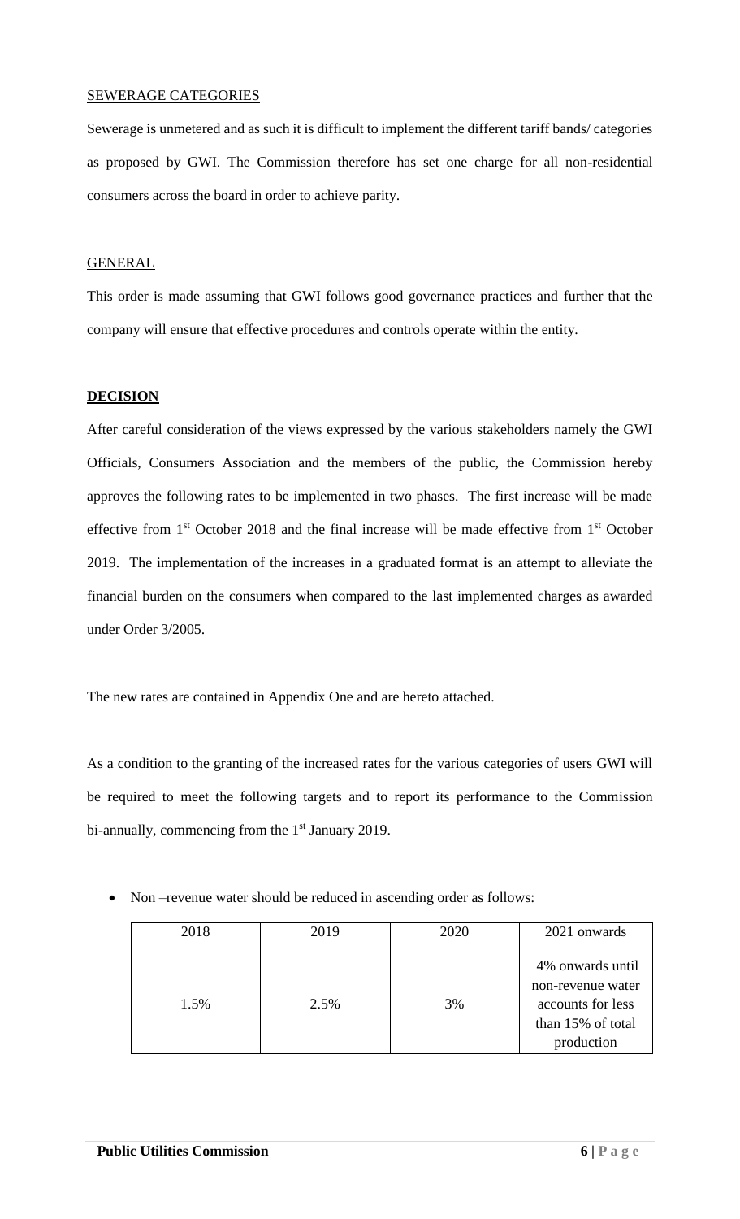SEWERAGE CATEGORIES

Sewerage is unmetered and as such it is difficult to implement the different tariff bands/ categories as proposed by GWI. The Commission therefore has set one charge for all non-residential consumers across the board in order to achieve parity.

GENERAL

This order is made assuming that GWI follows good governance practices and further that the company will ensure that effective procedures and controls operate within the entity.

**DECISION**

After careful consideration of the views expressed by the various stakeholders namely the GWI Officials, Consumers Association and the members of the public, the Commission hereby approves the following rates to be implemented in two phases. The first increase will be made effective from 1st October 2018 and the final increase will be made effective from 1st October 2019. The implementation of the increases in a graduated format is an attempt to alleviate the financial burden on the consumers when compared to the last implemented charges as awarded under Order 3/2005.

The new rates are contained in Appendix One and are hereto attached.

As a condition to the granting of the increased rates for the various categories of users GWI will be required to meet the following targets and to report its performance to the Commission bi-annually, commencing from the 1st January 2019.

- Non –revenue water should be reduced in ascending order as follows:

| 2018 | 2019 | 2020 | 2021 onwards |
|---|---|---|---|
| 1.5% | 2.5% | 3% | 4% onwards until non-revenue water accounts for less than 15% of total production |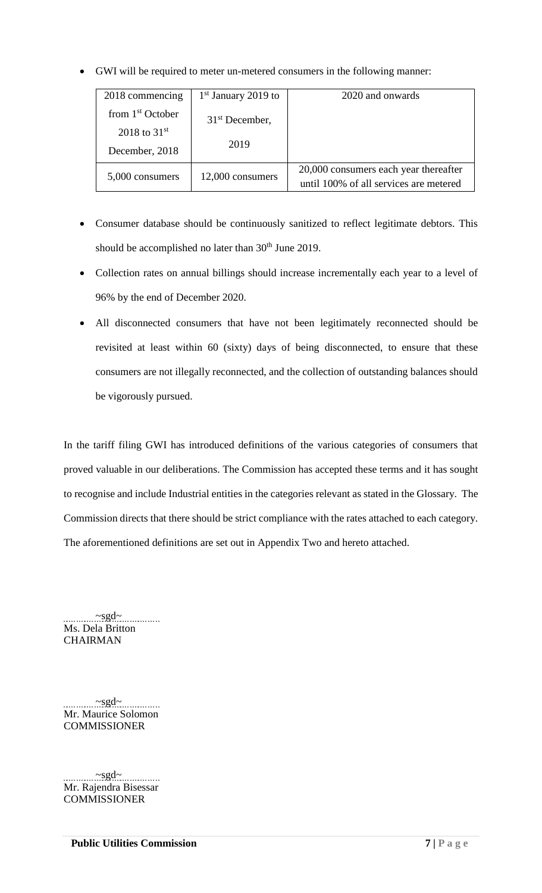- GWI will be required to meter un-metered consumers in the following manner:

| 2018 commencing from 1st October 2018 to 31st December, 2018 | 1st January 2019 to 31st December, 2019 | 2020 and onwards |
|---|---|---|
| 5,000 consumers | 12,000 consumers | 20,000 consumers each year thereafter until 100% of all services are metered |

- Consumer database should be continuously sanitized to reflect legitimate debtors. This should be accomplished no later than 30th June 2019.
- Collection rates on annual billings should increase incrementally each year to a level of 96% by the end of December 2020.
- All disconnected consumers that have not been legitimately reconnected should be revisited at least within 60 (sixty) days of being disconnected, to ensure that these consumers are not illegally reconnected, and the collection of outstanding balances should be vigorously pursued.

In the tariff filing GWI has introduced definitions of the various categories of consumers that proved valuable in our deliberations. The Commission has accepted these terms and it has sought to recognise and include Industrial entities in the categories relevant as stated in the Glossary. The Commission directs that there should be strict compliance with the rates attached to each category. The aforementioned definitions are set out in Appendix Two and hereto attached.

~sgd~
Ms. Dela Britton
CHAIRMAN

~sgd~
Mr. Maurice Solomon
COMMISSIONER

~sgd~
Mr. Rajendra Bisessar
COMMISSIONER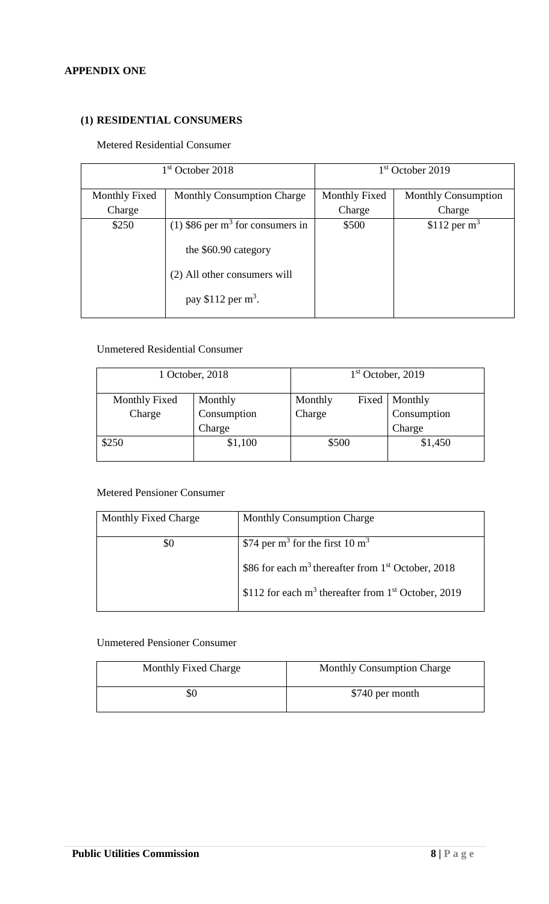**APPENDIX ONE**

**(1) RESIDENTIAL CONSUMERS**

Metered Residential Consumer

| 1st October 2018 | | 1st October 2019 | |
|---|---|---|---|
| Monthly Fixed Charge | Monthly Consumption Charge | Monthly Fixed Charge | Monthly Consumption Charge |
| \$250 | (1) \$86 per $m^3$ for consumers in the \$60.90 category<br>(2) All other consumers will pay \$112 per $m^3$. | \$500 | \$112 per $m^3$ |

Unmetered Residential Consumer

| 1 October, 2018 | | 1st October, 2019 | |
|---|---|---|---|
| Monthly Fixed Charge | Monthly Consumption Charge | Monthly Fixed Charge | Monthly Consumption Charge |
| \$250 | \$1,100 | \$500 | \$1,450 |

Metered Pensioner Consumer

| Monthly Fixed Charge | Monthly Consumption Charge |
|---|---|
| \$0 | \$74 per $m^3$ for the first 10 $m^3$<br>\$86 for each $m^3$ thereafter from 1st October, 2018<br>\$112 for each $m^3$ thereafter from 1st October, 2019 |

Unmetered Pensioner Consumer

| Monthly Fixed Charge | Monthly Consumption Charge |
|---|---|
| \$0 | \$740 per month |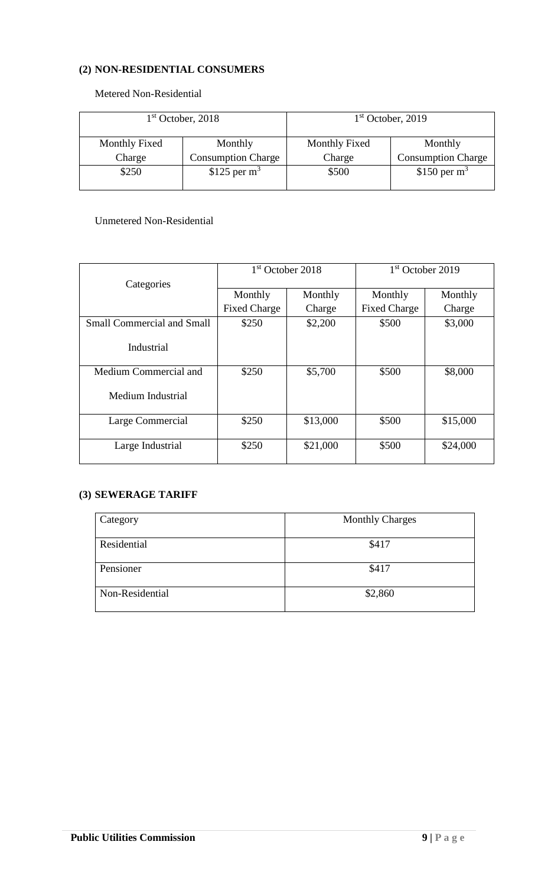### (2) NON-RESIDENTIAL CONSUMERS

Metered Non-Residential

| 1st October, 2018 | | 1st October, 2019 | |
|---|---|---|---|
| Monthly Fixed Charge | Monthly Consumption Charge | Monthly Fixed Charge | Monthly Consumption Charge |
| \$250 | \$125 per $m^3$ | \$500 | \$150 per $m^3$ |

Unmetered Non-Residential

| Categories | 1st October 2018 | | 1st October 2019 | |
|---|---|---|---|---|
| | Monthly Fixed Charge | Monthly Charge | Monthly Fixed Charge | Monthly Charge |
| Small Commercial and Small Industrial | \$250 | \$2,200 | \$500 | \$3,000 |
| Medium Commercial and Medium Industrial | \$250 | \$5,700 | \$500 | \$8,000 |
| Large Commercial | \$250 | \$13,000 | \$500 | \$15,000 |
| Large Industrial | \$250 | \$21,000 | \$500 | \$24,000 |

### (3) SEWERAGE TARIFF

| Category | Monthly Charges |
|---|---|
| Residential | \$417 |
| Pensioner | \$417 |
| Non-Residential | \$2,860 |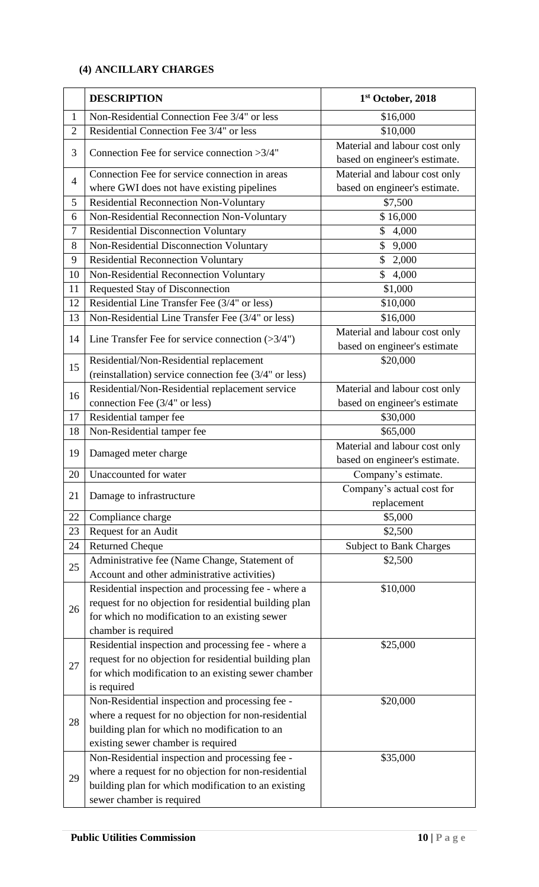### (4) ANCILLARY CHARGES

| | DESCRIPTION | 1st October, 2018 |
|---|---|---|
| 1 | Non-Residential Connection Fee 3/4" or less | $16,000 |
| 2 | Residential Connection Fee 3/4" or less | $10,000 |
| 3 | Connection Fee for service connection >3/4" | Material and labour cost only based on engineer's estimate. |
| 4 | Connection Fee for service connection in areas where GWI does not have existing pipelines | Material and labour cost only based on engineer's estimate. |
| 5 | Residential Reconnection Non-Voluntary | $7,500 |
| 6 | Non-Residential Reconnection Non-Voluntary | $ 16,000 |
| 7 | Residential Disconnection Voluntary | $ 4,000 |
| 8 | Non-Residential Disconnection Voluntary | $ 9,000 |
| 9 | Residential Reconnection Voluntary | $ 2,000 |
| 10 | Non-Residential Reconnection Voluntary | $ 4,000 |
| 11 | Requested Stay of Disconnection | $1,000 |
| 12 | Residential Line Transfer Fee (3/4" or less) | $10,000 |
| 13 | Non-Residential Line Transfer Fee (3/4" or less) | $16,000 |
| 14 | Line Transfer Fee for service connection (>3/4") | Material and labour cost only based on engineer's estimate |
| 15 | Residential/Non-Residential replacement (reinstallation) service connection fee (3/4" or less) | $20,000 |
| 16 | Residential/Non-Residential replacement service connection Fee (3/4" or less) | Material and labour cost only based on engineer's estimate |
| 17 | Residential tamper fee | $30,000 |
| 18 | Non-Residential tamper fee | $65,000 |
| 19 | Damaged meter charge | Material and labour cost only based on engineer's estimate. |
| 20 | Unaccounted for water | Company's estimate. |
| 21 | Damage to infrastructure | Company's actual cost for replacement |
| 22 | Compliance charge | $5,000 |
| 23 | Request for an Audit | $2,500 |
| 24 | Returned Cheque | Subject to Bank Charges |
| 25 | Administrative fee (Name Change, Statement of Account and other administrative activities) | $2,500 |
| 26 | Residential inspection and processing fee - where a request for no objection for residential building plan for which no modification to an existing sewer chamber is required | $10,000 |
| 27 | Residential inspection and processing fee - where a request for no objection for residential building plan for which modification to an existing sewer chamber is required | $25,000 |
| 28 | Non-Residential inspection and processing fee - where a request for no objection for non-residential building plan for which no modification to an existing sewer chamber is required | $20,000 |
| 29 | Non-Residential inspection and processing fee - where a request for no objection for non-residential building plan for which modification to an existing sewer chamber is required | $35,000 |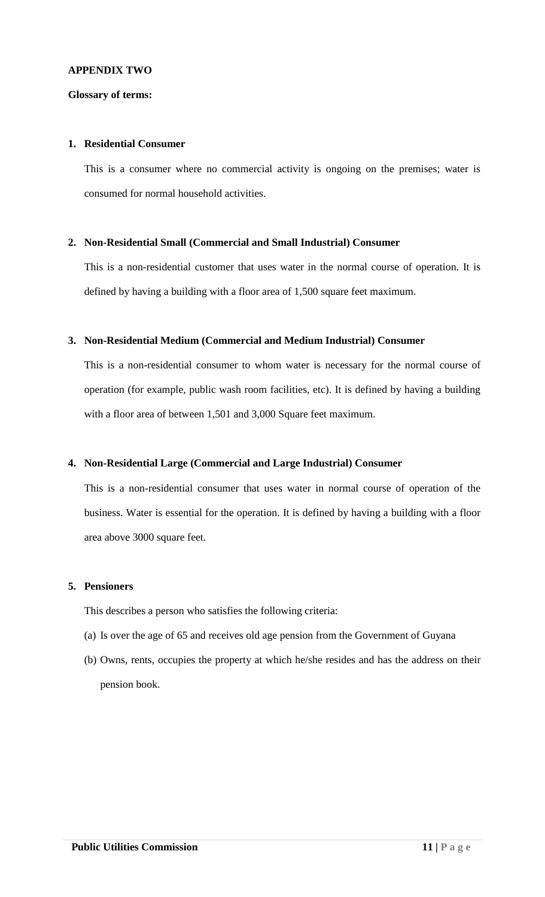**APPENDIX TWO**

**Glossary of terms:**

1. **Residential Consumer**

   This is a consumer where no commercial activity is ongoing on the premises; water is consumed for normal household activities.

2. **Non-Residential Small (Commercial and Small Industrial) Consumer**

   This is a non-residential customer that uses water in the normal course of operation. It is defined by having a building with a floor area of 1,500 square feet maximum.

3. **Non-Residential Medium (Commercial and Medium Industrial) Consumer**

   This is a non-residential consumer to whom water is necessary for the normal course of operation (for example, public wash room facilities, etc). It is defined by having a building with a floor area of between 1,501 and 3,000 Square feet maximum.

4. **Non-Residential Large (Commercial and Large Industrial) Consumer**

   This is a non-residential consumer that uses water in normal course of operation of the business. Water is essential for the operation. It is defined by having a building with a floor area above 3000 square feet.

5. **Pensioners**

   This describes a person who satisfies the following criteria:

   (a) Is over the age of 65 and receives old age pension from the Government of Guyana

   (b) Owns, rents, occupies the property at which he/she resides and has the address on their pension book.